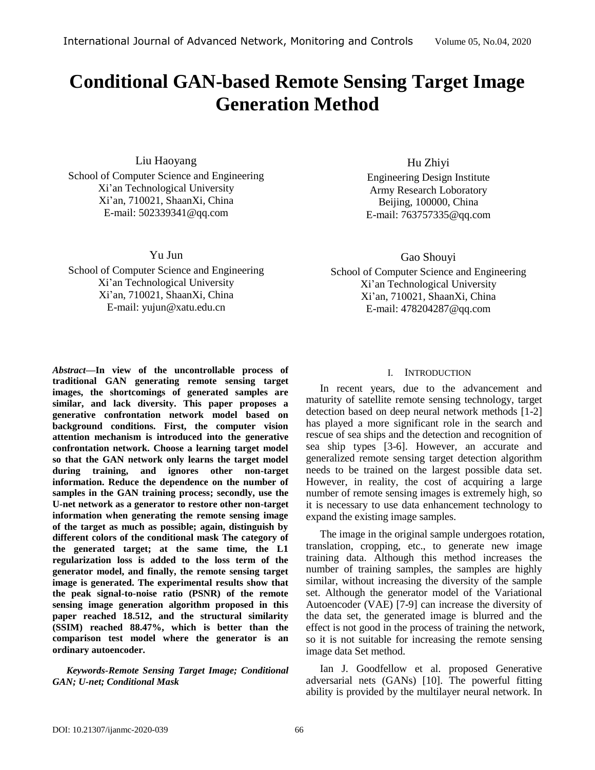# Conditional GAN-based Remote Sensing Target Image Generation Method

Liu Haoyang
School of Computer Science and Engineering
Xi'an Technological University
Xi'an, 710021, ShaanXi, China
E-mail: 502339341@qq.com

Hu Zhiyi
Engineering Design Institute
Army Research Loboratory
Beijing, 100000, China
E-mail: 763757335@qq.com

Yu Jun
School of Computer Science and Engineering
Xi'an Technological University
Xi'an, 710021, ShaanXi, China
E-mail: yujun@xatu.edu.cn

Gao Shouyi
School of Computer Science and Engineering
Xi'an Technological University
Xi'an, 710021, ShaanXi, China
E-mail: 478204287@qq.com

***Abstract*—In view of the uncontrollable process of traditional GAN generating remote sensing target images, the shortcomings of generated samples are similar, and lack diversity. This paper proposes a generative confrontation network model based on background conditions. First, the computer vision attention mechanism is introduced into the generative confrontation network. Choose a learning target model so that the GAN network only learns the target model during training, and ignores other non-target information. Reduce the dependence on the number of samples in the GAN training process; secondly, use the U-net network as a generator to restore other non-target information when generating the remote sensing image of the target as much as possible; again, distinguish by different colors of the conditional mask The category of the generated target; at the same time, the L1 regularization loss is added to the loss term of the generator model, and finally, the remote sensing target image is generated. The experimental results show that the peak signal-to-noise ratio (PSNR) of the remote sensing image generation algorithm proposed in this paper reached 18.512, and the structural similarity (SSIM) reached 88.47%, which is better than the comparison test model where the generator is an ordinary autoencoder.**

***Keywords-Remote Sensing Target Image; Conditional GAN; U-net; Conditional Mask***

## I. INTRODUCTION

In recent years, due to the advancement and maturity of satellite remote sensing technology, target detection based on deep neural network methods [1-2] has played a more significant role in the search and rescue of sea ships and the detection and recognition of sea ship types [3-6]. However, an accurate and generalized remote sensing target detection algorithm needs to be trained on the largest possible data set. However, in reality, the cost of acquiring a large number of remote sensing images is extremely high, so it is necessary to use data enhancement technology to expand the existing image samples.

The image in the original sample undergoes rotation, translation, cropping, etc., to generate new image training data. Although this method increases the number of training samples, the samples are highly similar, without increasing the diversity of the sample set. Although the generator model of the Variational Autoencoder (VAE) [7-9] can increase the diversity of the data set, the generated image is blurred and the effect is not good in the process of training the network, so it is not suitable for increasing the remote sensing image data Set method.

Ian J. Goodfellow et al. proposed Generative adversarial nets (GANs) [10]. The powerful fitting ability is provided by the multilayer neural network. In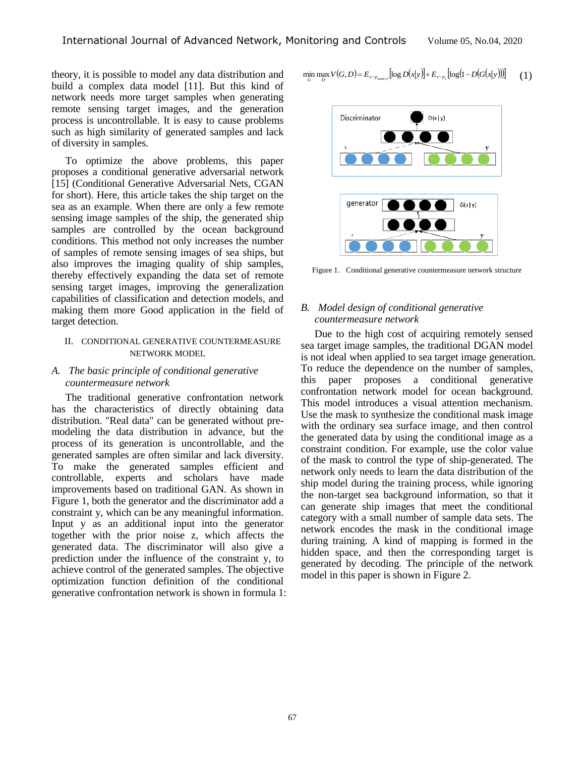theory, it is possible to model any data distribution and build a complex data model [11]. But this kind of network needs more target samples when generating remote sensing target images, and the generation process is uncontrollable. It is easy to cause problems such as high similarity of generated samples and lack of diversity in samples.

To optimize the above problems, this paper proposes a conditional generative adversarial network [15] (Conditional Generative Adversarial Nets, CGAN for short). Here, this article takes the ship target on the sea as an example. When there are only a few remote sensing image samples of the ship, the generated ship samples are controlled by the ocean background conditions. This method not only increases the number of samples of remote sensing images of sea ships, but also improves the imaging quality of ship samples, thereby effectively expanding the data set of remote sensing target images, improving the generalization capabilities of classification and detection models, and making them more Good application in the field of target detection.

## II. CONDITIONAL GENERATIVE COUNTERMEASURE NETWORK MODEL

### *A. The basic principle of conditional generative countermeasure network*

The traditional generative confrontation network has the characteristics of directly obtaining data distribution. "Real data" can be generated without pre-modeling the data distribution in advance, but the process of its generation is uncontrollable, and the generated samples are often similar and lack diversity. To make the generated samples efficient and controllable, experts and scholars have made improvements based on traditional GAN. As shown in Figure 1, both the generator and the discriminator add a constraint y, which can be any meaningful information. Input y as an additional input into the generator together with the prior noise z, which affects the generated data. The discriminator will also give a prediction under the influence of the constraint y, to achieve control of the generated samples. The objective optimization function definition of the conditional generative confrontation network is shown in formula 1:

$$\min_G \max_D V(G,D) = E_{x \sim p_{data(x)}}[\log D(x|y)] + E_{z \sim p_z}[\log(1 - D(G(x|y)))] \quad (1)$$

Figure 1. Conditional generative countermeasure network structure

### *B. Model design of conditional generative countermeasure network*

Due to the high cost of acquiring remotely sensed sea target image samples, the traditional DGAN model is not ideal when applied to sea target image generation. To reduce the dependence on the number of samples, this paper proposes a conditional generative confrontation network model for ocean background. This model introduces a visual attention mechanism. Use the mask to synthesize the conditional mask image with the ordinary sea surface image, and then control the generated data by using the conditional image as a constraint condition. For example, use the color value of the mask to control the type of ship-generated. The network only needs to learn the data distribution of the ship model during the training process, while ignoring the non-target sea background information, so that it can generate ship images that meet the conditional category with a small number of sample data sets. The network encodes the mask in the conditional image during training. A kind of mapping is formed in the hidden space, and then the corresponding target is generated by decoding. The principle of the network model in this paper is shown in Figure 2.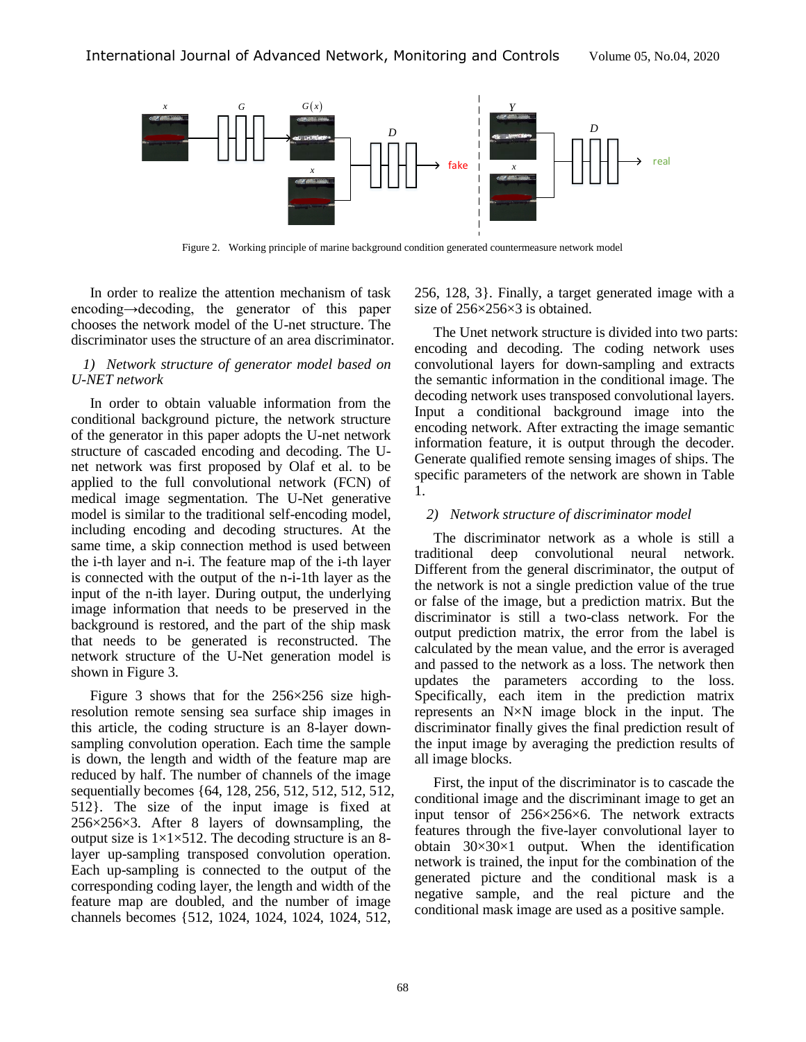Figure 2. Working principle of marine background condition generated countermeasure network model

In order to realize the attention mechanism of task encoding→decoding, the generator of this paper chooses the network model of the U-net structure. The discriminator uses the structure of an area discriminator.

*1) Network structure of generator model based on U-NET network*

In order to obtain valuable information from the conditional background picture, the network structure of the generator in this paper adopts the U-net network structure of cascaded encoding and decoding. The U-net network was first proposed by Olaf et al. to be applied to the full convolutional network (FCN) of medical image segmentation. The U-Net generative model is similar to the traditional self-encoding model, including encoding and decoding structures. At the same time, a skip connection method is used between the i-th layer and n-i. The feature map of the i-th layer is connected with the output of the n-i-1th layer as the input of the n-ith layer. During output, the underlying image information that needs to be preserved in the background is restored, and the part of the ship mask that needs to be generated is reconstructed. The network structure of the U-Net generation model is shown in Figure 3.

Figure 3 shows that for the 256×256 size high-resolution remote sensing sea surface ship images in this article, the coding structure is an 8-layer down-sampling convolution operation. Each time the sample is down, the length and width of the feature map are reduced by half. The number of channels of the image sequentially becomes {64, 128, 256, 512, 512, 512, 512, 512}. The size of the input image is fixed at 256×256×3. After 8 layers of downsampling, the output size is 1×1×512. The decoding structure is an 8-layer up-sampling transposed convolution operation. Each up-sampling is connected to the output of the corresponding coding layer, the length and width of the feature map are doubled, and the number of image channels becomes {512, 1024, 1024, 1024, 1024, 512, 256, 128, 3}. Finally, a target generated image with a size of 256×256×3 is obtained.

The Unet network structure is divided into two parts: encoding and decoding. The coding network uses convolutional layers for down-sampling and extracts the semantic information in the conditional image. The decoding network uses transposed convolutional layers. Input a conditional background image into the encoding network. After extracting the image semantic information feature, it is output through the decoder. Generate qualified remote sensing images of ships. The specific parameters of the network are shown in Table 1.

*2) Network structure of discriminator model*

The discriminator network as a whole is still a traditional deep convolutional neural network. Different from the general discriminator, the output of the network is not a single prediction value of the true or false of the image, but a prediction matrix. But the discriminator is still a two-class network. For the output prediction matrix, the error from the label is calculated by the mean value, and the error is averaged and passed to the network as a loss. The network then updates the parameters according to the loss. Specifically, each item in the prediction matrix represents an N×N image block in the input. The discriminator finally gives the final prediction result of the input image by averaging the prediction results of all image blocks.

First, the input of the discriminator is to cascade the conditional image and the discriminant image to get an input tensor of 256×256×6. The network extracts features through the five-layer convolutional layer to obtain 30×30×1 output. When the identification network is trained, the input for the combination of the generated picture and the conditional mask is a negative sample, and the real picture and the conditional mask image are used as a positive sample.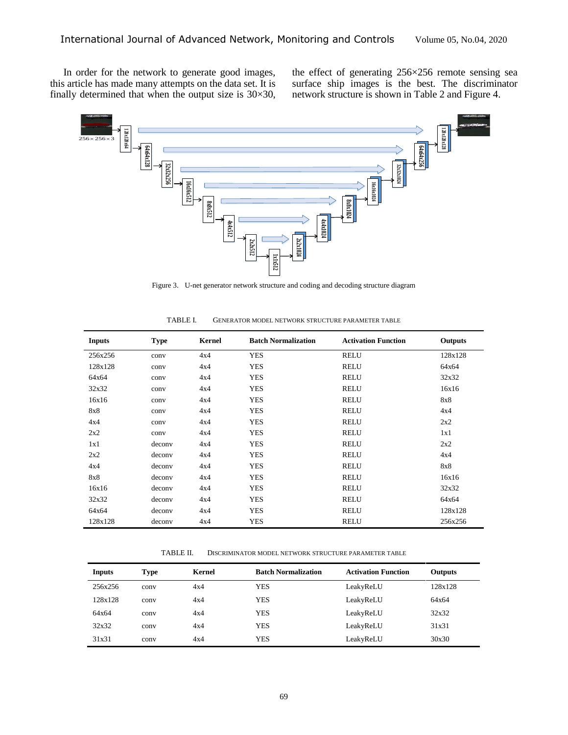In order for the network to generate good images, this article has made many attempts on the data set. It is finally determined that when the output size is 30×30, the effect of generating 256×256 remote sensing sea surface ship images is the best. The discriminator network structure is shown in Table 2 and Figure 4.

Figure 3. U-net generator network structure and coding and decoding structure diagram

TABLE I. GENERATOR MODEL NETWORK STRUCTURE PARAMETER TABLE

| Inputs | Type | Kernel | Batch Normalization | Activation Function | Outputs |
|---|---|---|---|---|---|
| 256x256 | conv | 4x4 | YES | RELU | 128x128 |
| 128x128 | conv | 4x4 | YES | RELU | 64x64 |
| 64x64 | conv | 4x4 | YES | RELU | 32x32 |
| 32x32 | conv | 4x4 | YES | RELU | 16x16 |
| 16x16 | conv | 4x4 | YES | RELU | 8x8 |
| 8x8 | conv | 4x4 | YES | RELU | 4x4 |
| 4x4 | conv | 4x4 | YES | RELU | 2x2 |
| 2x2 | conv | 4x4 | YES | RELU | 1x1 |
| 1x1 | deconv | 4x4 | YES | RELU | 2x2 |
| 2x2 | deconv | 4x4 | YES | RELU | 4x4 |
| 4x4 | deconv | 4x4 | YES | RELU | 8x8 |
| 8x8 | deconv | 4x4 | YES | RELU | 16x16 |
| 16x16 | deconv | 4x4 | YES | RELU | 32x32 |
| 32x32 | deconv | 4x4 | YES | RELU | 64x64 |
| 64x64 | deconv | 4x4 | YES | RELU | 128x128 |
| 128x128 | deconv | 4x4 | YES | RELU | 256x256 |

TABLE II. DISCRIMINATOR MODEL NETWORK STRUCTURE PARAMETER TABLE

| Inputs | Type | Kernel | Batch Normalization | Activation Function | Outputs |
|---|---|---|---|---|---|
| 256x256 | conv | 4x4 | YES | LeakyReLU | 128x128 |
| 128x128 | conv | 4x4 | YES | LeakyReLU | 64x64 |
| 64x64 | conv | 4x4 | YES | LeakyReLU | 32x32 |
| 32x32 | conv | 4x4 | YES | LeakyReLU | 31x31 |
| 31x31 | conv | 4x4 | YES | LeakyReLU | 30x30 |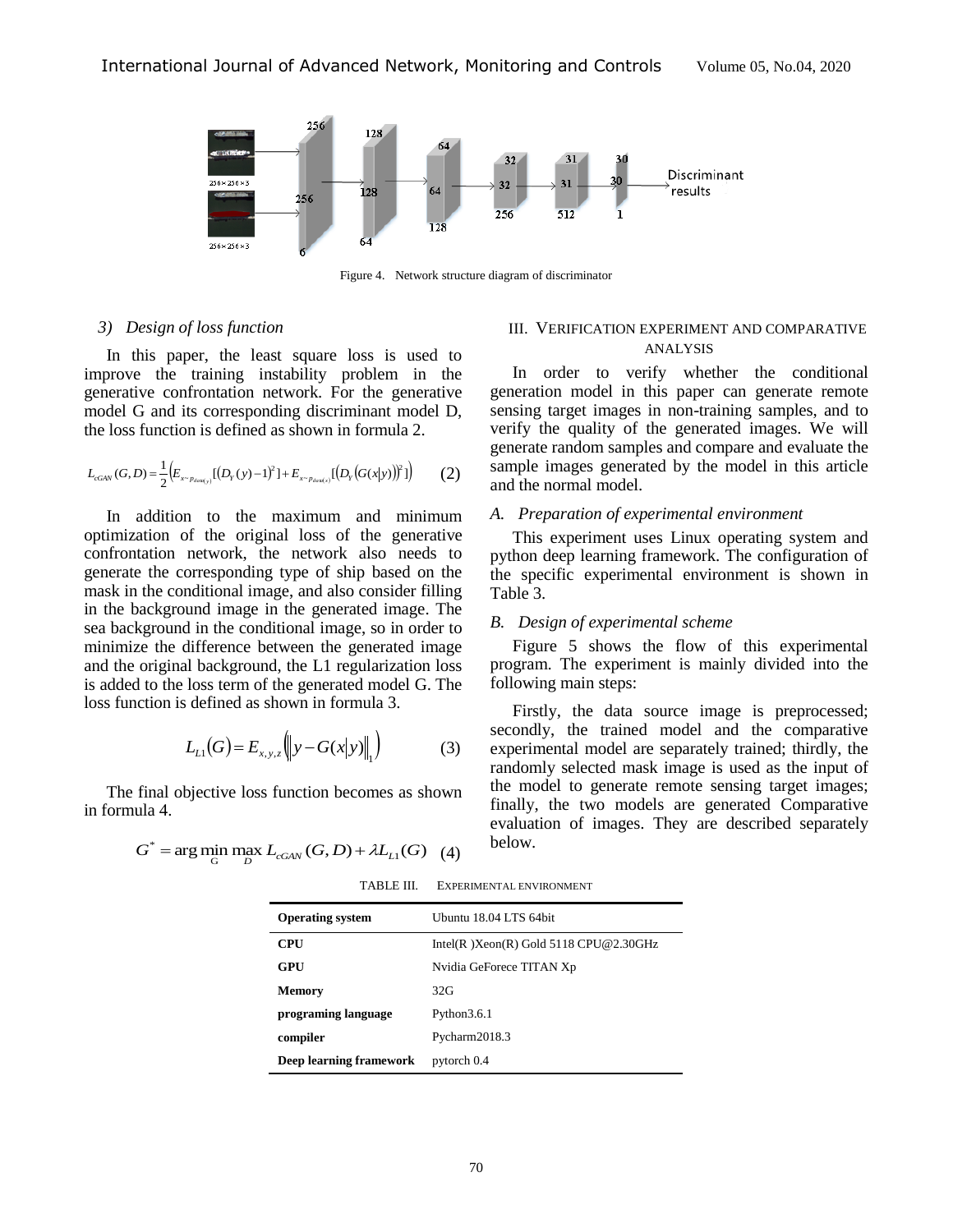Figure 4. Network structure diagram of discriminator

#### 3) Design of loss function

In this paper, the least square loss is used to improve the training instability problem in the generative confrontation network. For the generative model G and its corresponding discriminant model D, the loss function is defined as shown in formula 2.

$$L_{cGAN}(G,D)=\frac{1}{2}\Big(E_{x\sim p_{data(y)}}[(D_Y(y)-1)^2]+E_{x\sim p_{data(x)}}[(D_Y(G(x|y)))^2]\Big) \quad (2)$$

In addition to the maximum and minimum optimization of the original loss of the generative confrontation network, the network also needs to generate the corresponding type of ship based on the mask in the conditional image, and also consider filling in the background image in the generated image. The sea background in the conditional image, so in order to minimize the difference between the generated image and the original background, the L1 regularization loss is added to the loss term of the generated model G. The loss function is defined as shown in formula 3.

$$L_{L1}(G)=E_{x,y,z}\left(\|y-G(x|y)\|_1\right) \quad (3)$$

The final objective loss function becomes as shown in formula 4.

$$G^*=\arg\min_{G}\max_{D} L_{cGAN}(G,D)+\lambda L_{L1}(G) \quad (4)$$

## III. Verification Experiment and Comparative Analysis

In order to verify whether the conditional generation model in this paper can generate remote sensing target images in non-training samples, and to verify the quality of the generated images. We will generate random samples and compare and evaluate the sample images generated by the model in this article and the normal model.

### A. Preparation of experimental environment

This experiment uses Linux operating system and python deep learning framework. The configuration of the specific experimental environment is shown in Table 3.

### B. Design of experimental scheme

Figure 5 shows the flow of this experimental program. The experiment is mainly divided into the following main steps:

Firstly, the data source image is preprocessed; secondly, the trained model and the comparative experimental model are separately trained; thirdly, the randomly selected mask image is used as the input of the model to generate remote sensing target images; finally, the two models are generated Comparative evaluation of images. They are described separately below.

TABLE III. Experimental Environment

| **Operating system** | Ubuntu 18.04 LTS 64bit |
|---|---|
| **CPU** | Intel(R )Xeon(R) Gold 5118 CPU@2.30GHz |
| **GPU** | Nvidia GeForece TITAN Xp |
| **Memory** | 32G |
| **programing language** | Python3.6.1 |
| **compiler** | Pycharm2018.3 |
| **Deep learning framework** | pytorch 0.4 |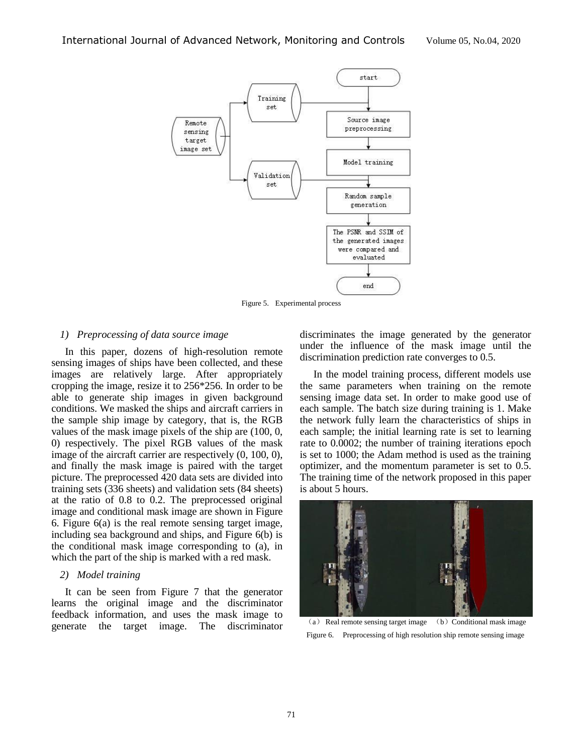Figure 5. Experimental process

*1) Preprocessing of data source image*

In this paper, dozens of high-resolution remote sensing images of ships have been collected, and these images are relatively large. After appropriately cropping the image, resize it to 256*256. In order to be able to generate ship images in given background conditions. We masked the ships and aircraft carriers in the sample ship image by category, that is, the RGB values of the mask image pixels of the ship are (100, 0, 0) respectively. The pixel RGB values of the mask image of the aircraft carrier are respectively (0, 100, 0), and finally the mask image is paired with the target picture. The preprocessed 420 data sets are divided into training sets (336 sheets) and validation sets (84 sheets) at the ratio of 0.8 to 0.2. The preprocessed original image and conditional mask image are shown in Figure 6. Figure 6(a) is the real remote sensing target image, including sea background and ships, and Figure 6(b) is the conditional mask image corresponding to (a), in which the part of the ship is marked with a red mask.

*2) Model training*

It can be seen from Figure 7 that the generator learns the original image and the discriminator feedback information, and uses the mask image to generate the target image. The discriminator discriminates the image generated by the generator under the influence of the mask image until the discrimination prediction rate converges to 0.5.

In the model training process, different models use the same parameters when training on the remote sensing image data set. In order to make good use of each sample. The batch size during training is 1. Make the network fully learn the characteristics of ships in each sample; the initial learning rate is set to learning rate to 0.0002; the number of training iterations epoch is set to 1000; the Adam method is used as the training optimizer, and the momentum parameter is set to 0.5. The training time of the network proposed in this paper is about 5 hours.

（a） Real remote sensing target image （b）Conditional mask image

Figure 6. Preprocessing of high resolution ship remote sensing image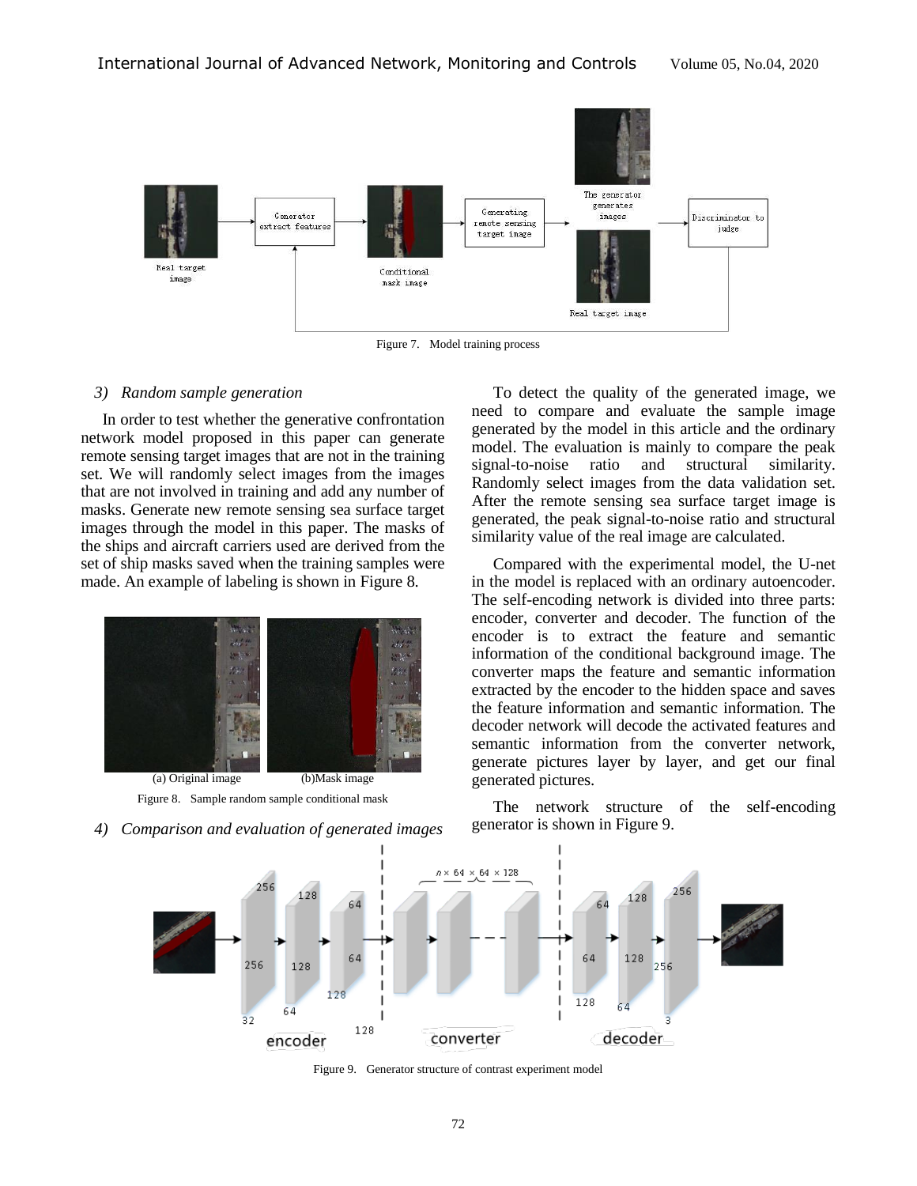Figure 7. Model training process

### 3) *Random sample generation*

In order to test whether the generative confrontation network model proposed in this paper can generate remote sensing target images that are not in the training set. We will randomly select images from the images that are not involved in training and add any number of masks. Generate new remote sensing sea surface target images through the model in this paper. The masks of the ships and aircraft carriers used are derived from the set of ship masks saved when the training samples were made. An example of labeling is shown in Figure 8.

(a) Original image (b)Mask image

Figure 8. Sample random sample conditional mask

### 4) *Comparison and evaluation of generated images*

To detect the quality of the generated image, we need to compare and evaluate the sample image generated by the model in this article and the ordinary model. The evaluation is mainly to compare the peak signal-to-noise ratio and structural similarity. Randomly select images from the data validation set. After the remote sensing sea surface target image is generated, the peak signal-to-noise ratio and structural similarity value of the real image are calculated.

Compared with the experimental model, the U-net in the model is replaced with an ordinary autoencoder. The self-encoding network is divided into three parts: encoder, converter and decoder. The function of the encoder is to extract the feature and semantic information of the conditional background image. The converter maps the feature and semantic information extracted by the encoder to the hidden space and saves the feature information and semantic information. The decoder network will decode the activated features and semantic information from the converter network, generate pictures layer by layer, and get our final generated pictures.

The network structure of the self-encoding generator is shown in Figure 9.

Figure 9. Generator structure of contrast experiment model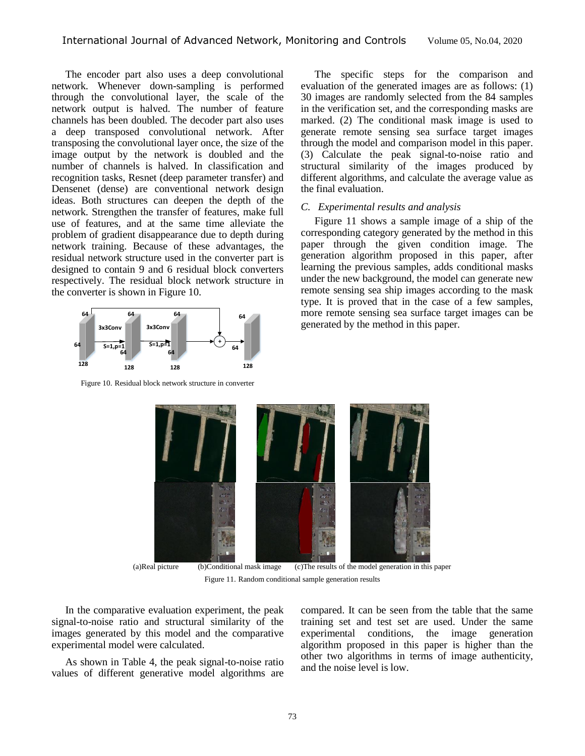The encoder part also uses a deep convolutional network. Whenever down-sampling is performed through the convolutional layer, the scale of the network output is halved. The number of feature channels has been doubled. The decoder part also uses a deep transposed convolutional network. After transposing the convolutional layer once, the size of the image output by the network is doubled and the number of channels is halved. In classification and recognition tasks, Resnet (deep parameter transfer) and Densenet (dense) are conventional network design ideas. Both structures can deepen the depth of the network. Strengthen the transfer of features, make full use of features, and at the same time alleviate the problem of gradient disappearance due to depth during network training. Because of these advantages, the residual network structure used in the converter part is designed to contain 9 and 6 residual block converters respectively. The residual block network structure in the converter is shown in Figure 10.

Figure 10. Residual block network structure in converter

The specific steps for the comparison and evaluation of the generated images are as follows: (1) 30 images are randomly selected from the 84 samples in the verification set, and the corresponding masks are marked. (2) The conditional mask image is used to generate remote sensing sea surface target images through the model and comparison model in this paper. (3) Calculate the peak signal-to-noise ratio and structural similarity of the images produced by different algorithms, and calculate the average value as the final evaluation.

### C. *Experimental results and analysis*

Figure 11 shows a sample image of a ship of the corresponding category generated by the method in this paper through the given condition image. The generation algorithm proposed in this paper, after learning the previous samples, adds conditional masks under the new background, the model can generate new remote sensing sea ship images according to the mask type. It is proved that in the case of a few samples, more remote sensing sea surface target images can be generated by the method in this paper.

(a)Real picture (b)Conditional mask image (c)The results of the model generation in this paper

Figure 11. Random conditional sample generation results

In the comparative evaluation experiment, the peak signal-to-noise ratio and structural similarity of the images generated by this model and the comparative experimental model were calculated.

As shown in Table 4, the peak signal-to-noise ratio values of different generative model algorithms are compared. It can be seen from the table that the same training set and test set are used. Under the same experimental conditions, the image generation algorithm proposed in this paper is higher than the other two algorithms in terms of image authenticity, and the noise level is low.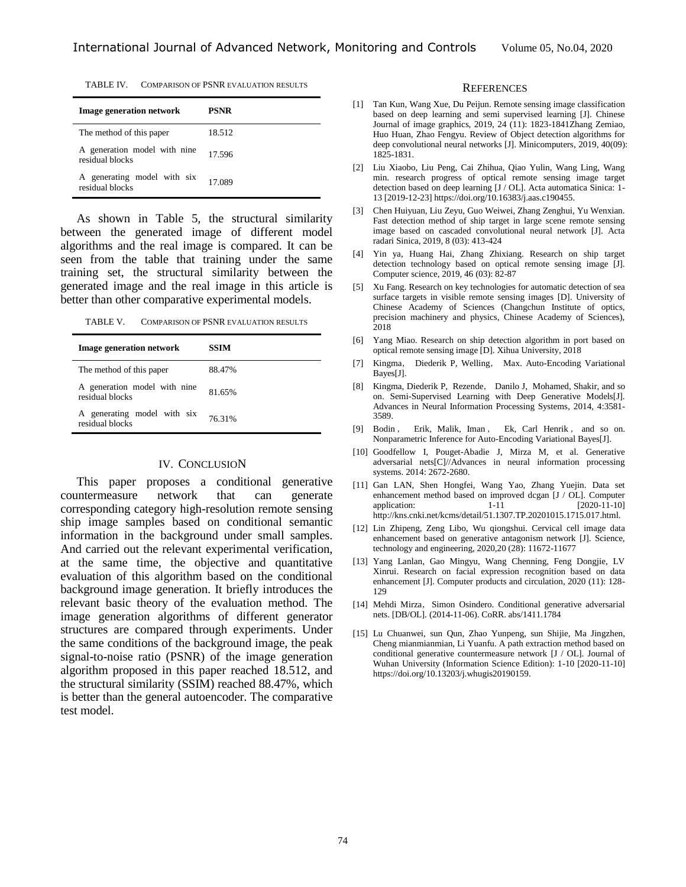TABLE IV. COMPARISON OF PSNR EVALUATION RESULTS

| Image generation network | PSNR |
|---|---|
| The method of this paper | 18.512 |
| A generation model with nine residual blocks | 17.596 |
| A generating model with six residual blocks | 17.089 |

As shown in Table 5, the structural similarity between the generated image of different model algorithms and the real image is compared. It can be seen from the table that training under the same training set, the structural similarity between the generated image and the real image in this article is better than other comparative experimental models.

TABLE V. COMPARISON OF PSNR EVALUATION RESULTS

| Image generation network | SSIM |
|---|---|
| The method of this paper | 88.47% |
| A generation model with nine residual blocks | 81.65% |
| A generating model with six residual blocks | 76.31% |

## IV. CONCLUSION

This paper proposes a conditional generative countermeasure network that can generate corresponding category high-resolution remote sensing ship image samples based on conditional semantic information in the background under small samples. And carried out the relevant experimental verification, at the same time, the objective and quantitative evaluation of this algorithm based on the conditional background image generation. It briefly introduces the relevant basic theory of the evaluation method. The image generation algorithms of different generator structures are compared through experiments. Under the same conditions of the background image, the peak signal-to-noise ratio (PSNR) of the image generation algorithm proposed in this paper reached 18.512, and the structural similarity (SSIM) reached 88.47%, which is better than the general autoencoder. The comparative test model.

## REFERENCES

[1] Tan Kun, Wang Xue, Du Peijun. Remote sensing image classification based on deep learning and semi supervised learning [J]. Chinese Journal of image graphics, 2019, 24 (11): 1823-1841Zhang Zemiao, Huo Huan, Zhao Fengyu. Review of Object detection algorithms for deep convolutional neural networks [J]. Minicomputers, 2019, 40(09): 1825-1831.

[2] Liu Xiaobo, Liu Peng, Cai Zhihua, Qiao Yulin, Wang Ling, Wang min. research progress of optical remote sensing image target detection based on deep learning [J / OL]. Acta automatica Sinica: 1-13 [2019-12-23] https://doi.org/10.16383/j.aas.c190455.

[3] Chen Huiyuan, Liu Zeyu, Guo Weiwei, Zhang Zenghui, Yu Wenxian. Fast detection method of ship target in large scene remote sensing image based on cascaded convolutional neural network [J]. Acta radari Sinica, 2019, 8 (03): 413-424

[4] Yin ya, Huang Hai, Zhang Zhixiang. Research on ship target detection technology based on optical remote sensing image [J]. Computer science, 2019, 46 (03): 82-87

[5] Xu Fang. Research on key technologies for automatic detection of sea surface targets in visible remote sensing images [D]. University of Chinese Academy of Sciences (Changchun Institute of optics, precision machinery and physics, Chinese Academy of Sciences), 2018

[6] Yang Miao. Research on ship detection algorithm in port based on optical remote sensing image [D]. Xihua University, 2018

[7] Kingma, Diederik P, Welling, Max. Auto-Encoding Variational Bayes[J].

[8] Kingma, Diederik P, Rezende, Danilo J, Mohamed, Shakir, and so on. Semi-Supervised Learning with Deep Generative Models[J]. Advances in Neural Information Processing Systems, 2014, 4:3581-3589.

[9] Bodin, Erik, Malik, Iman, Ek, Carl Henrik, and so on. Nonparametric Inference for Auto-Encoding Variational Bayes[J].

[10] Goodfellow I, Pouget-Abadie J, Mirza M, et al. Generative adversarial nets[C]//Advances in neural information processing systems. 2014: 2672-2680.

[11] Gan LAN, Shen Hongfei, Wang Yao, Zhang Yuejin. Data set enhancement method based on improved dcgan [J / OL]. Computer application: 1-11 [2020-11-10] http://kns.cnki.net/kcms/detail/51.1307.TP.20201015.1715.017.html.

[12] Lin Zhipeng, Zeng Libo, Wu qiongshui. Cervical cell image data enhancement based on generative antagonism network [J]. Science, technology and engineering, 2020,20 (28): 11672-11677

[13] Yang Lanlan, Gao Mingyu, Wang Chenning, Feng Dongjie, LV Xinrui. Research on facial expression recognition based on data enhancement [J]. Computer products and circulation, 2020 (11): 128-129

[14] Mehdi Mirza, Simon Osindero. Conditional generative adversarial nets. [DB/OL]. (2014-11-06). CoRR. abs/1411.1784

[15] Lu Chuanwei, sun Qun, Zhao Yunpeng, sun Shijie, Ma Jingzhen, Cheng mianmianmian, Li Yuanfu. A path extraction method based on conditional generative countermeasure network [J / OL]. Journal of Wuhan University (Information Science Edition): 1-10 [2020-11-10] https://doi.org/10.13203/j.whugis20190159.